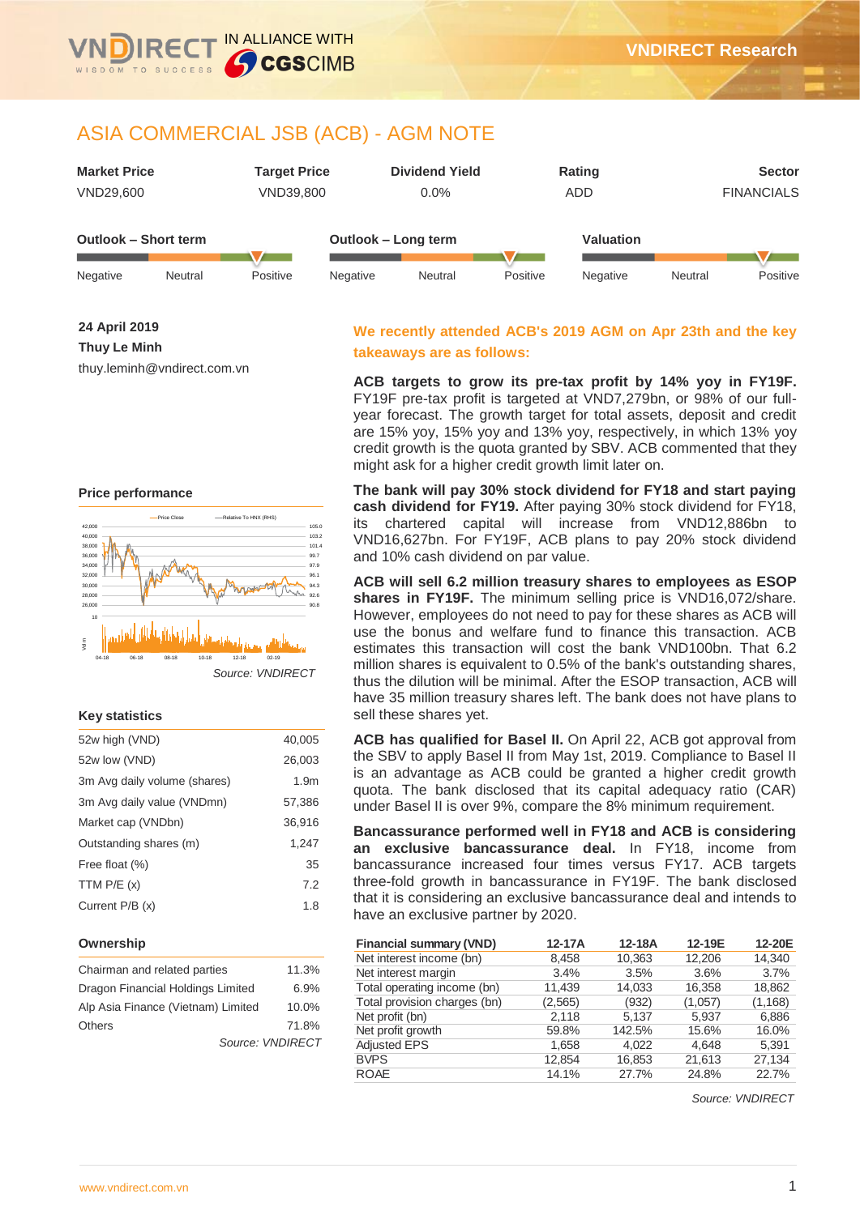# ASIA COMMERCIAL JSB (ACB) - AGM NOTE

| Market Price | Target Price | Dividend Yield | Rating | Sector |
|---|---|---|---|---|
| VND29,600 | VND39,800 | 0.0% | ADD | FINANCIALS |

**Outlook – Short term:** Negative / Neutral / Positive

**Outlook – Long term:** Negative / Neutral / Positive

**Valuation:** Negative / Neutral / Positive

**24 April 2019**

**Thuy Le Minh**

thuy.leminh@vndirect.com.vn

### Price performance

*Source: VNDIRECT*

### Key statistics

| | |
|---|---|
| 52w high (VND) | 40,005 |
| 52w low (VND) | 26,003 |
| 3m Avg daily volume (shares) | 1.9m |
| 3m Avg daily value (VNDmn) | 57,386 |
| Market cap (VNDbn) | 36,916 |
| Outstanding shares (m) | 1,247 |
| Free float (%) | 35 |
| TTM P/E (x) | 7.2 |
| Current P/B (x) | 1.8 |

### Ownership

| | |
|---|---|
| Chairman and related parties | 11.3% |
| Dragon Financial Holdings Limited | 6.9% |
| Alp Asia Finance (Vietnam) Limited | 10.0% |
| Others | 71.8% |

*Source: VNDIRECT*

## We recently attended ACB's 2019 AGM on Apr 23th and the key takeaways are as follows:

**ACB targets to grow its pre-tax profit by 14% yoy in FY19F.** FY19F pre-tax profit is targeted at VND7,279bn, or 98% of our full-year forecast. The growth target for total assets, deposit and credit are 15% yoy, 15% yoy and 13% yoy, respectively, in which 13% yoy credit growth is the quota granted by SBV. ACB commented that they might ask for a higher credit growth limit later on.

**The bank will pay 30% stock dividend for FY18 and start paying cash dividend for FY19.** After paying 30% stock dividend for FY18, its chartered capital will increase from VND12,886bn to VND16,627bn. For FY19F, ACB plans to pay 20% stock dividend and 10% cash dividend on par value.

**ACB will sell 6.2 million treasury shares to employees as ESOP shares in FY19F.** The minimum selling price is VND16,072/share. However, employees do not need to pay for these shares as ACB will use the bonus and welfare fund to finance this transaction. ACB estimates this transaction will cost the bank VND100bn. That 6.2 million shares is equivalent to 0.5% of the bank's outstanding shares, thus the dilution will be minimal. After the ESOP transaction, ACB will have 35 million treasury shares left. The bank does not have plans to sell these shares yet.

**ACB has qualified for Basel II.** On April 22, ACB got approval from the SBV to apply Basel II from May 1st, 2019. Compliance to Basel II is an advantage as ACB could be granted a higher credit growth quota. The bank disclosed that its capital adequacy ratio (CAR) under Basel II is over 9%, compare the 8% minimum requirement.

**Bancassurance performed well in FY18 and ACB is considering an exclusive bancassurance deal.** In FY18, income from bancassurance increased four times versus FY17. ACB targets three-fold growth in bancassurance in FY19F. The bank disclosed that it is considering an exclusive bancassurance deal and intends to have an exclusive partner by 2020.

| Financial summary (VND) | 12-17A | 12-18A | 12-19E | 12-20E |
|---|---|---|---|---|
| Net interest income (bn) | 8,458 | 10,363 | 12,206 | 14,340 |
| Net interest margin | 3.4% | 3.5% | 3.6% | 3.7% |
| Total operating income (bn) | 11,439 | 14,033 | 16,358 | 18,862 |
| Total provision charges (bn) | (2,565) | (932) | (1,057) | (1,168) |
| Net profit (bn) | 2,118 | 5,137 | 5,937 | 6,886 |
| Net profit growth | 59.8% | 142.5% | 15.6% | 16.0% |
| Adjusted EPS | 1,658 | 4,022 | 4,648 | 5,391 |
| BVPS | 12,854 | 16,853 | 21,613 | 27,134 |
| ROAE | 14.1% | 27.7% | 24.8% | 22.7% |

*Source: VNDIRECT*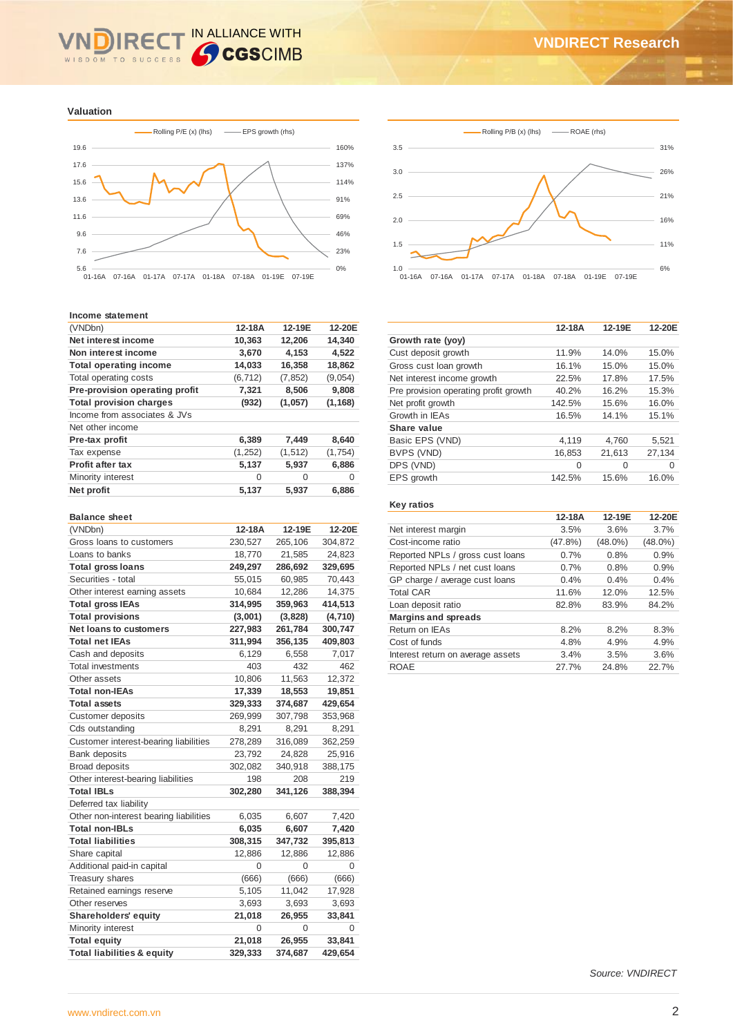## Valuation

Rolling P/E (x) (lhs) — EPS growth (rhs)

Rolling P/B (x) (lhs) — ROAE (rhs)

### Income statement

| (VNDbn) | 12-18A | 12-19E | 12-20E |
|---|---|---|---|
| **Net interest income** | **10,363** | **12,206** | **14,340** |
| **Non interest income** | **3,670** | **4,153** | **4,522** |
| **Total operating income** | **14,033** | **16,358** | **18,862** |
| Total operating costs | (6,712) | (7,852) | (9,054) |
| **Pre-provision operating profit** | **7,321** | **8,506** | **9,808** |
| **Total provision charges** | **(932)** | **(1,057)** | **(1,168)** |
| Income from associates & JVs | | | |
| Net other income | | | |
| **Pre-tax profit** | **6,389** | **7,449** | **8,640** |
| Tax expense | (1,252) | (1,512) | (1,754) |
| **Profit after tax** | **5,137** | **5,937** | **6,886** |
| Minority interest | 0 | 0 | 0 |
| **Net profit** | **5,137** | **5,937** | **6,886** |

| | 12-18A | 12-19E | 12-20E |
|---|---|---|---|
| **Growth rate (yoy)** | | | |
| Cust deposit growth | 11.9% | 14.0% | 15.0% |
| Gross cust loan growth | 16.1% | 15.0% | 15.0% |
| Net interest income growth | 22.5% | 17.8% | 17.5% |
| Pre provision operating profit growth | 40.2% | 16.2% | 15.3% |
| Net profit growth | 142.5% | 15.6% | 16.0% |
| Growth in IEAs | 16.5% | 14.1% | 15.1% |
| **Share value** | | | |
| Basic EPS (VND) | 4,119 | 4,760 | 5,521 |
| BVPS (VND) | 16,853 | 21,613 | 27,134 |
| DPS (VND) | 0 | 0 | 0 |
| EPS growth | 142.5% | 15.6% | 16.0% |

### Balance sheet

| (VNDbn) | 12-18A | 12-19E | 12-20E |
|---|---|---|---|
| Gross loans to customers | 230,527 | 265,106 | 304,872 |
| Loans to banks | 18,770 | 21,585 | 24,823 |
| **Total gross loans** | **249,297** | **286,692** | **329,695** |
| Securities - total | 55,015 | 60,985 | 70,443 |
| Other interest earning assets | 10,684 | 12,286 | 14,375 |
| **Total gross IEAs** | **314,995** | **359,963** | **414,513** |
| **Total provisions** | **(3,001)** | **(3,828)** | **(4,710)** |
| **Net loans to customers** | **227,983** | **261,784** | **300,747** |
| **Total net IEAs** | **311,994** | **356,135** | **409,803** |
| Cash and deposits | 6,129 | 6,558 | 7,017 |
| Total investments | 403 | 432 | 462 |
| Other assets | 10,806 | 11,563 | 12,372 |
| **Total non-IEAs** | **17,339** | **18,553** | **19,851** |
| **Total assets** | **329,333** | **374,687** | **429,654** |
| Customer deposits | 269,999 | 307,798 | 353,968 |
| Cds outstanding | 8,291 | 8,291 | 8,291 |
| Customer interest-bearing liabilities | 278,289 | 316,089 | 362,259 |
| Bank deposits | 23,792 | 24,828 | 25,916 |
| Broad deposits | 302,082 | 340,918 | 388,175 |
| Other interest-bearing liabilities | 198 | 208 | 219 |
| **Total IBLs** | **302,280** | **341,126** | **388,394** |
| Deferred tax liability | | | |
| Other non-interest bearing liabilities | 6,035 | 6,607 | 7,420 |
| **Total non-IBLs** | **6,035** | **6,607** | **7,420** |
| **Total liabilities** | **308,315** | **347,732** | **395,813** |
| Share capital | 12,886 | 12,886 | 12,886 |
| Additional paid-in capital | 0 | 0 | 0 |
| Treasury shares | (666) | (666) | (666) |
| Retained earnings reserve | 5,105 | 11,042 | 17,928 |
| Other reserves | 3,693 | 3,693 | 3,693 |
| **Shareholders' equity** | **21,018** | **26,955** | **33,841** |
| Minority interest | 0 | 0 | 0 |
| **Total equity** | **21,018** | **26,955** | **33,841** |
| **Total liabilities & equity** | **329,333** | **374,687** | **429,654** |

### Key ratios

| | 12-18A | 12-19E | 12-20E |
|---|---|---|---|
| Net interest margin | 3.5% | 3.6% | 3.7% |
| Cost-income ratio | (47.8%) | (48.0%) | (48.0%) |
| Reported NPLs / gross cust loans | 0.7% | 0.8% | 0.9% |
| Reported NPLs / net cust loans | 0.7% | 0.8% | 0.9% |
| GP charge / average cust loans | 0.4% | 0.4% | 0.4% |
| Total CAR | 11.6% | 12.0% | 12.5% |
| Loan deposit ratio | 82.8% | 83.9% | 84.2% |
| **Margins and spreads** | | | |
| Return on IEAs | 8.2% | 8.2% | 8.3% |
| Cost of funds | 4.8% | 4.9% | 4.9% |
| Interest return on average assets | 3.4% | 3.5% | 3.6% |
| ROAE | 27.7% | 24.8% | 22.7% |

*Source: VNDIRECT*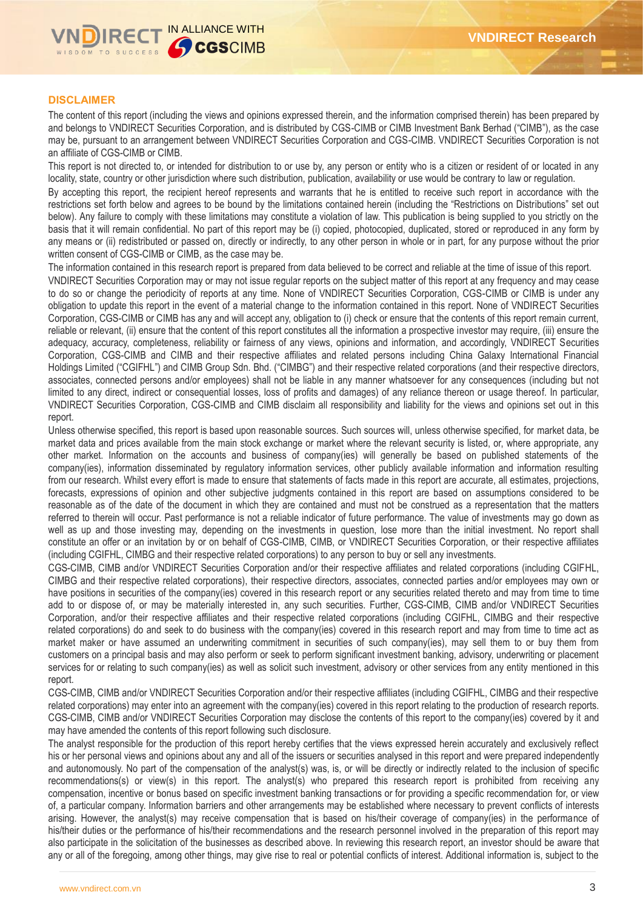## DISCLAIMER

The content of this report (including the views and opinions expressed therein, and the information comprised therein) has been prepared by and belongs to VNDIRECT Securities Corporation, and is distributed by CGS-CIMB or CIMB Investment Bank Berhad ("CIMB"), as the case may be, pursuant to an arrangement between VNDIRECT Securities Corporation and CGS-CIMB. VNDIRECT Securities Corporation is not an affiliate of CGS-CIMB or CIMB.

This report is not directed to, or intended for distribution to or use by, any person or entity who is a citizen or resident of or located in any locality, state, country or other jurisdiction where such distribution, publication, availability or use would be contrary to law or regulation.

By accepting this report, the recipient hereof represents and warrants that he is entitled to receive such report in accordance with the restrictions set forth below and agrees to be bound by the limitations contained herein (including the "Restrictions on Distributions" set out below). Any failure to comply with these limitations may constitute a violation of law. This publication is being supplied to you strictly on the basis that it will remain confidential. No part of this report may be (i) copied, photocopied, duplicated, stored or reproduced in any form by any means or (ii) redistributed or passed on, directly or indirectly, to any other person in whole or in part, for any purpose without the prior written consent of CGS-CIMB or CIMB, as the case may be.

The information contained in this research report is prepared from data believed to be correct and reliable at the time of issue of this report. VNDIRECT Securities Corporation may or may not issue regular reports on the subject matter of this report at any frequency and may cease to do so or change the periodicity of reports at any time. None of VNDIRECT Securities Corporation, CGS-CIMB or CIMB is under any obligation to update this report in the event of a material change to the information contained in this report. None of VNDIRECT Securities Corporation, CGS-CIMB or CIMB has any and will accept any, obligation to (i) check or ensure that the contents of this report remain current, reliable or relevant, (ii) ensure that the content of this report constitutes all the information a prospective investor may require, (iii) ensure the adequacy, accuracy, completeness, reliability or fairness of any views, opinions and information, and accordingly, VNDIRECT Securities Corporation, CGS-CIMB and CIMB and their respective affiliates and related persons including China Galaxy International Financial Holdings Limited ("CGIFHL") and CIMB Group Sdn. Bhd. ("CIMBG") and their respective related corporations (and their respective directors, associates, connected persons and/or employees) shall not be liable in any manner whatsoever for any consequences (including but not limited to any direct, indirect or consequential losses, loss of profits and damages) of any reliance thereon or usage thereof. In particular, VNDIRECT Securities Corporation, CGS-CIMB and CIMB disclaim all responsibility and liability for the views and opinions set out in this report.

Unless otherwise specified, this report is based upon reasonable sources. Such sources will, unless otherwise specified, for market data, be market data and prices available from the main stock exchange or market where the relevant security is listed, or, where appropriate, any other market. Information on the accounts and business of company(ies) will generally be based on published statements of the company(ies), information disseminated by regulatory information services, other publicly available information and information resulting from our research. Whilst every effort is made to ensure that statements of facts made in this report are accurate, all estimates, projections, forecasts, expressions of opinion and other subjective judgments contained in this report are based on assumptions considered to be reasonable as of the date of the document in which they are contained and must not be construed as a representation that the matters referred to therein will occur. Past performance is not a reliable indicator of future performance. The value of investments may go down as well as up and those investing may, depending on the investments in question, lose more than the initial investment. No report shall constitute an offer or an invitation by or on behalf of CGS-CIMB, CIMB, or VNDIRECT Securities Corporation, or their respective affiliates (including CGIFHL, CIMBG and their respective related corporations) to any person to buy or sell any investments.

CGS-CIMB, CIMB and/or VNDIRECT Securities Corporation and/or their respective affiliates and related corporations (including CGIFHL, CIMBG and their respective related corporations), their respective directors, associates, connected parties and/or employees may own or have positions in securities of the company(ies) covered in this research report or any securities related thereto and may from time to time add to or dispose of, or may be materially interested in, any such securities. Further, CGS-CIMB, CIMB and/or VNDIRECT Securities Corporation, and/or their respective affiliates and their respective related corporations (including CGIFHL, CIMBG and their respective related corporations) do and seek to do business with the company(ies) covered in this research report and may from time to time act as market maker or have assumed an underwriting commitment in securities of such company(ies), may sell them to or buy them from customers on a principal basis and may also perform or seek to perform significant investment banking, advisory, underwriting or placement services for or relating to such company(ies) as well as solicit such investment, advisory or other services from any entity mentioned in this report.

CGS-CIMB, CIMB and/or VNDIRECT Securities Corporation and/or their respective affiliates (including CGIFHL, CIMBG and their respective related corporations) may enter into an agreement with the company(ies) covered in this report relating to the production of research reports. CGS-CIMB, CIMB and/or VNDIRECT Securities Corporation may disclose the contents of this report to the company(ies) covered by it and may have amended the contents of this report following such disclosure.

The analyst responsible for the production of this report hereby certifies that the views expressed herein accurately and exclusively reflect his or her personal views and opinions about any and all of the issuers or securities analysed in this report and were prepared independently and autonomously. No part of the compensation of the analyst(s) was, is, or will be directly or indirectly related to the inclusion of specific recommendations(s) or view(s) in this report. The analyst(s) who prepared this research report is prohibited from receiving any compensation, incentive or bonus based on specific investment banking transactions or for providing a specific recommendation for, or view of, a particular company. Information barriers and other arrangements may be established where necessary to prevent conflicts of interests arising. However, the analyst(s) may receive compensation that is based on his/their coverage of company(ies) in the performance of his/their duties or the performance of his/their recommendations and the research personnel involved in the preparation of this report may also participate in the solicitation of the businesses as described above. In reviewing this research report, an investor should be aware that any or all of the foregoing, among other things, may give rise to real or potential conflicts of interest. Additional information is, subject to the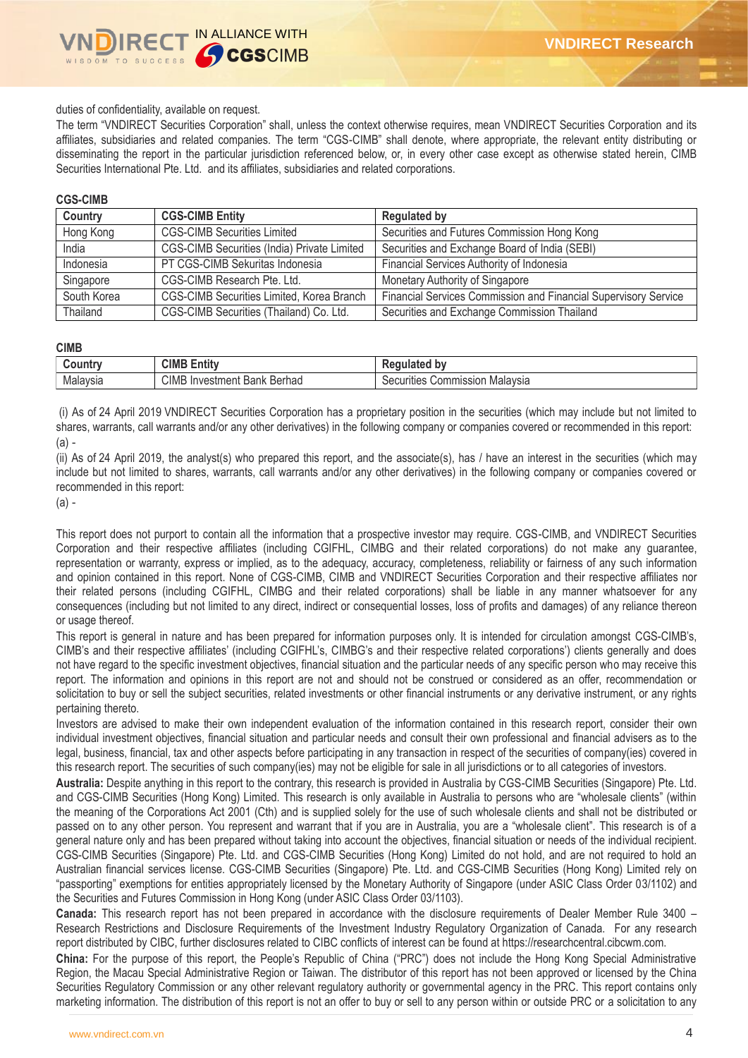duties of confidentiality, available on request.

The term "VNDIRECT Securities Corporation" shall, unless the context otherwise requires, mean VNDIRECT Securities Corporation and its affiliates, subsidiaries and related companies. The term "CGS-CIMB" shall denote, where appropriate, the relevant entity distributing or disseminating the report in the particular jurisdiction referenced below, or, in every other case except as otherwise stated herein, CIMB Securities International Pte. Ltd. and its affiliates, subsidiaries and related corporations.

**CGS-CIMB**

| Country | CGS-CIMB Entity | Regulated by |
|---|---|---|
| Hong Kong | CGS-CIMB Securities Limited | Securities and Futures Commission Hong Kong |
| India | CGS-CIMB Securities (India) Private Limited | Securities and Exchange Board of India (SEBI) |
| Indonesia | PT CGS-CIMB Sekuritas Indonesia | Financial Services Authority of Indonesia |
| Singapore | CGS-CIMB Research Pte. Ltd. | Monetary Authority of Singapore |
| South Korea | CGS-CIMB Securities Limited, Korea Branch | Financial Services Commission and Financial Supervisory Service |
| Thailand | CGS-CIMB Securities (Thailand) Co. Ltd. | Securities and Exchange Commission Thailand |

**CIMB**

| Country | CIMB Entity | Regulated by |
|---|---|---|
| Malaysia | CIMB Investment Bank Berhad | Securities Commission Malaysia |

(i) As of 24 April 2019 VNDIRECT Securities Corporation has a proprietary position in the securities (which may include but not limited to shares, warrants, call warrants and/or any other derivatives) in the following company or companies covered or recommended in this report:
(a) -

(ii) As of 24 April 2019, the analyst(s) who prepared this report, and the associate(s), has / have an interest in the securities (which may include but not limited to shares, warrants, call warrants and/or any other derivatives) in the following company or companies covered or recommended in this report:
(a) -

This report does not purport to contain all the information that a prospective investor may require. CGS-CIMB, and VNDIRECT Securities Corporation and their respective affiliates (including CGIFHL, CIMBG and their related corporations) do not make any guarantee, representation or warranty, express or implied, as to the adequacy, accuracy, completeness, reliability or fairness of any such information and opinion contained in this report. None of CGS-CIMB, CIMB and VNDIRECT Securities Corporation and their respective affiliates nor their related persons (including CGIFHL, CIMBG and their related corporations) shall be liable in any manner whatsoever for any consequences (including but not limited to any direct, indirect or consequential losses, loss of profits and damages) of any reliance thereon or usage thereof.

This report is general in nature and has been prepared for information purposes only. It is intended for circulation amongst CGS-CIMB's, CIMB's and their respective affiliates' (including CGIFHL's, CIMBG's and their respective related corporations') clients generally and does not have regard to the specific investment objectives, financial situation and the particular needs of any specific person who may receive this report. The information and opinions in this report are not and should not be construed or considered as an offer, recommendation or solicitation to buy or sell the subject securities, related investments or other financial instruments or any derivative instrument, or any rights pertaining thereto.

Investors are advised to make their own independent evaluation of the information contained in this research report, consider their own individual investment objectives, financial situation and particular needs and consult their own professional and financial advisers as to the legal, business, financial, tax and other aspects before participating in any transaction in respect of the securities of company(ies) covered in this research report. The securities of such company(ies) may not be eligible for sale in all jurisdictions or to all categories of investors.

**Australia:** Despite anything in this report to the contrary, this research is provided in Australia by CGS-CIMB Securities (Singapore) Pte. Ltd. and CGS-CIMB Securities (Hong Kong) Limited. This research is only available in Australia to persons who are "wholesale clients" (within the meaning of the Corporations Act 2001 (Cth) and is supplied solely for the use of such wholesale clients and shall not be distributed or passed on to any other person. You represent and warrant that if you are in Australia, you are a "wholesale client". This research is of a general nature only and has been prepared without taking into account the objectives, financial situation or needs of the individual recipient. CGS-CIMB Securities (Singapore) Pte. Ltd. and CGS-CIMB Securities (Hong Kong) Limited do not hold, and are not required to hold an Australian financial services license. CGS-CIMB Securities (Singapore) Pte. Ltd. and CGS-CIMB Securities (Hong Kong) Limited rely on "passporting" exemptions for entities appropriately licensed by the Monetary Authority of Singapore (under ASIC Class Order 03/1102) and the Securities and Futures Commission in Hong Kong (under ASIC Class Order 03/1103).

**Canada:** This research report has not been prepared in accordance with the disclosure requirements of Dealer Member Rule 3400 – Research Restrictions and Disclosure Requirements of the Investment Industry Regulatory Organization of Canada. For any research report distributed by CIBC, further disclosures related to CIBC conflicts of interest can be found at https://researchcentral.cibcwm.com.

**China:** For the purpose of this report, the People's Republic of China ("PRC") does not include the Hong Kong Special Administrative Region, the Macau Special Administrative Region or Taiwan. The distributor of this report has not been approved or licensed by the China Securities Regulatory Commission or any other relevant regulatory authority or governmental agency in the PRC. This report contains only marketing information. The distribution of this report is not an offer to buy or sell to any person within or outside PRC or a solicitation to any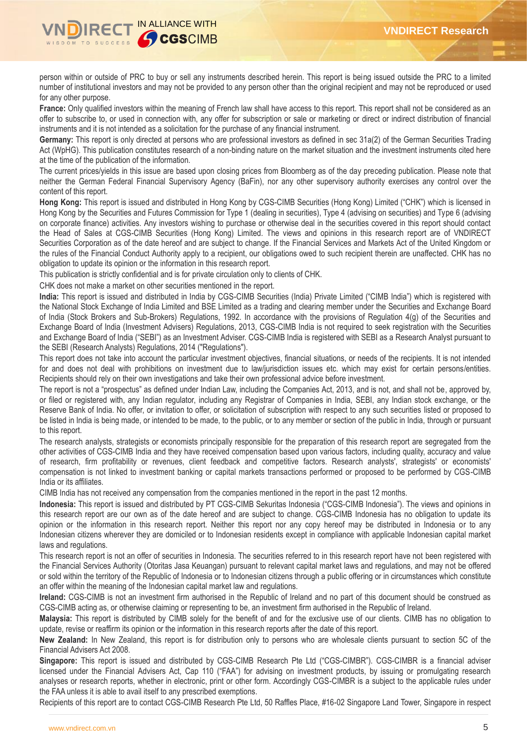person within or outside of PRC to buy or sell any instruments described herein. This report is being issued outside the PRC to a limited number of institutional investors and may not be provided to any person other than the original recipient and may not be reproduced or used for any other purpose.

**France:** Only qualified investors within the meaning of French law shall have access to this report. This report shall not be considered as an offer to subscribe to, or used in connection with, any offer for subscription or sale or marketing or direct or indirect distribution of financial instruments and it is not intended as a solicitation for the purchase of any financial instrument.

**Germany:** This report is only directed at persons who are professional investors as defined in sec 31a(2) of the German Securities Trading Act (WpHG). This publication constitutes research of a non-binding nature on the market situation and the investment instruments cited here at the time of the publication of the information.

The current prices/yields in this issue are based upon closing prices from Bloomberg as of the day preceding publication. Please note that neither the German Federal Financial Supervisory Agency (BaFin), nor any other supervisory authority exercises any control over the content of this report.

**Hong Kong:** This report is issued and distributed in Hong Kong by CGS-CIMB Securities (Hong Kong) Limited ("CHK") which is licensed in Hong Kong by the Securities and Futures Commission for Type 1 (dealing in securities), Type 4 (advising on securities) and Type 6 (advising on corporate finance) activities. Any investors wishing to purchase or otherwise deal in the securities covered in this report should contact the Head of Sales at CGS-CIMB Securities (Hong Kong) Limited. The views and opinions in this research report are of VNDIRECT Securities Corporation as of the date hereof and are subject to change. If the Financial Services and Markets Act of the United Kingdom or the rules of the Financial Conduct Authority apply to a recipient, our obligations owed to such recipient therein are unaffected. CHK has no obligation to update its opinion or the information in this research report.

This publication is strictly confidential and is for private circulation only to clients of CHK.

CHK does not make a market on other securities mentioned in the report.

**India:** This report is issued and distributed in India by CGS-CIMB Securities (India) Private Limited ("CIMB India") which is registered with the National Stock Exchange of India Limited and BSE Limited as a trading and clearing member under the Securities and Exchange Board of India (Stock Brokers and Sub-Brokers) Regulations, 1992. In accordance with the provisions of Regulation 4(g) of the Securities and Exchange Board of India (Investment Advisers) Regulations, 2013, CGS-CIMB India is not required to seek registration with the Securities and Exchange Board of India ("SEBI") as an Investment Adviser. CGS-CIMB India is registered with SEBI as a Research Analyst pursuant to the SEBI (Research Analysts) Regulations, 2014 ("Regulations").

This report does not take into account the particular investment objectives, financial situations, or needs of the recipients. It is not intended for and does not deal with prohibitions on investment due to law/jurisdiction issues etc. which may exist for certain persons/entities. Recipients should rely on their own investigations and take their own professional advice before investment.

The report is not a "prospectus" as defined under Indian Law, including the Companies Act, 2013, and is not, and shall not be, approved by, or filed or registered with, any Indian regulator, including any Registrar of Companies in India, SEBI, any Indian stock exchange, or the Reserve Bank of India. No offer, or invitation to offer, or solicitation of subscription with respect to any such securities listed or proposed to be listed in India is being made, or intended to be made, to the public, or to any member or section of the public in India, through or pursuant to this report.

The research analysts, strategists or economists principally responsible for the preparation of this research report are segregated from the other activities of CGS-CIMB India and they have received compensation based upon various factors, including quality, accuracy and value of research, firm profitability or revenues, client feedback and competitive factors. Research analysts', strategists' or economists' compensation is not linked to investment banking or capital markets transactions performed or proposed to be performed by CGS-CIMB India or its affiliates.

CIMB India has not received any compensation from the companies mentioned in the report in the past 12 months.

**Indonesia:** This report is issued and distributed by PT CGS-CIMB Sekuritas Indonesia ("CGS-CIMB Indonesia"). The views and opinions in this research report are our own as of the date hereof and are subject to change. CGS-CIMB Indonesia has no obligation to update its opinion or the information in this research report. Neither this report nor any copy hereof may be distributed in Indonesia or to any Indonesian citizens wherever they are domiciled or to Indonesian residents except in compliance with applicable Indonesian capital market laws and regulations.

This research report is not an offer of securities in Indonesia. The securities referred to in this research report have not been registered with the Financial Services Authority (Otoritas Jasa Keuangan) pursuant to relevant capital market laws and regulations, and may not be offered or sold within the territory of the Republic of Indonesia or to Indonesian citizens through a public offering or in circumstances which constitute an offer within the meaning of the Indonesian capital market law and regulations.

**Ireland:** CGS-CIMB is not an investment firm authorised in the Republic of Ireland and no part of this document should be construed as CGS-CIMB acting as, or otherwise claiming or representing to be, an investment firm authorised in the Republic of Ireland.

**Malaysia:** This report is distributed by CIMB solely for the benefit of and for the exclusive use of our clients. CIMB has no obligation to update, revise or reaffirm its opinion or the information in this research reports after the date of this report.

**New Zealand:** In New Zealand, this report is for distribution only to persons who are wholesale clients pursuant to section 5C of the Financial Advisers Act 2008.

**Singapore:** This report is issued and distributed by CGS-CIMB Research Pte Ltd ("CGS-CIMBR"). CGS-CIMBR is a financial adviser licensed under the Financial Advisers Act, Cap 110 ("FAA") for advising on investment products, by issuing or promulgating research analyses or research reports, whether in electronic, print or other form. Accordingly CGS-CIMBR is a subject to the applicable rules under the FAA unless it is able to avail itself to any prescribed exemptions.

Recipients of this report are to contact CGS-CIMB Research Pte Ltd, 50 Raffles Place, #16-02 Singapore Land Tower, Singapore in respect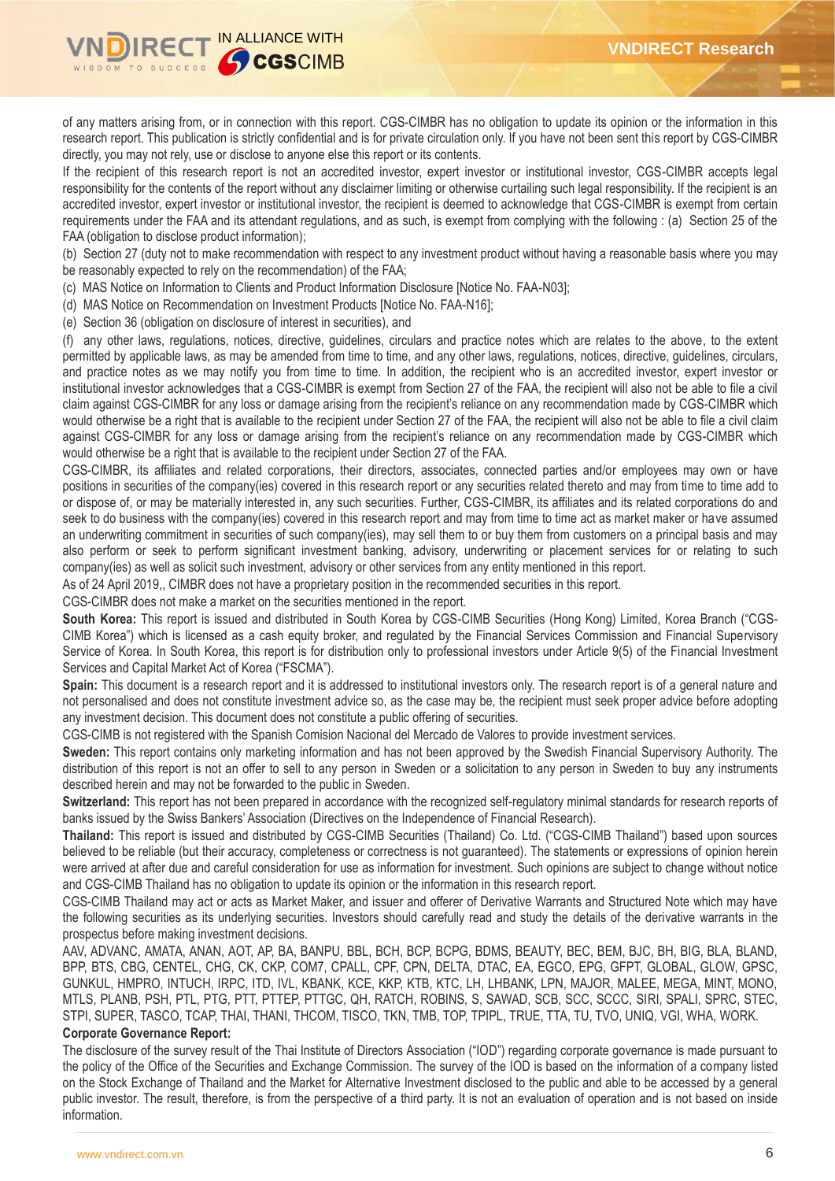of any matters arising from, or in connection with this report. CGS-CIMBR has no obligation to update its opinion or the information in this research report. This publication is strictly confidential and is for private circulation only. If you have not been sent this report by CGS-CIMBR directly, you may not rely, use or disclose to anyone else this report or its contents.

If the recipient of this research report is not an accredited investor, expert investor or institutional investor, CGS-CIMBR accepts legal responsibility for the contents of the report without any disclaimer limiting or otherwise curtailing such legal responsibility. If the recipient is an accredited investor, expert investor or institutional investor, the recipient is deemed to acknowledge that CGS-CIMBR is exempt from certain requirements under the FAA and its attendant regulations, and as such, is exempt from complying with the following : (a) Section 25 of the FAA (obligation to disclose product information);

(b) Section 27 (duty not to make recommendation with respect to any investment product without having a reasonable basis where you may be reasonably expected to rely on the recommendation) of the FAA;

(c) MAS Notice on Information to Clients and Product Information Disclosure [Notice No. FAA-N03];

(d) MAS Notice on Recommendation on Investment Products [Notice No. FAA-N16];

(e) Section 36 (obligation on disclosure of interest in securities), and

(f) any other laws, regulations, notices, directive, guidelines, circulars and practice notes which are relates to the above, to the extent permitted by applicable laws, as may be amended from time to time, and any other laws, regulations, notices, directive, guidelines, circulars, and practice notes as we may notify you from time to time. In addition, the recipient who is an accredited investor, expert investor or institutional investor acknowledges that a CGS-CIMBR is exempt from Section 27 of the FAA, the recipient will also not be able to file a civil claim against CGS-CIMBR for any loss or damage arising from the recipient's reliance on any recommendation made by CGS-CIMBR which would otherwise be a right that is available to the recipient under Section 27 of the FAA, the recipient will also not be able to file a civil claim against CGS-CIMBR for any loss or damage arising from the recipient's reliance on any recommendation made by CGS-CIMBR which would otherwise be a right that is available to the recipient under Section 27 of the FAA.

CGS-CIMBR, its affiliates and related corporations, their directors, associates, connected parties and/or employees may own or have positions in securities of the company(ies) covered in this research report or any securities related thereto and may from time to time add to or dispose of, or may be materially interested in, any such securities. Further, CGS-CIMBR, its affiliates and its related corporations do and seek to do business with the company(ies) covered in this research report and may from time to time act as market maker or have assumed an underwriting commitment in securities of such company(ies), may sell them to or buy them from customers on a principal basis and may also perform or seek to perform significant investment banking, advisory, underwriting or placement services for or relating to such company(ies) as well as solicit such investment, advisory or other services from any entity mentioned in this report.

As of 24 April 2019,, CIMBR does not have a proprietary position in the recommended securities in this report.

CGS-CIMBR does not make a market on the securities mentioned in the report.

**South Korea:** This report is issued and distributed in South Korea by CGS-CIMB Securities (Hong Kong) Limited, Korea Branch ("CGS-CIMB Korea") which is licensed as a cash equity broker, and regulated by the Financial Services Commission and Financial Supervisory Service of Korea. In South Korea, this report is for distribution only to professional investors under Article 9(5) of the Financial Investment Services and Capital Market Act of Korea ("FSCMA").

**Spain:** This document is a research report and it is addressed to institutional investors only. The research report is of a general nature and not personalised and does not constitute investment advice so, as the case may be, the recipient must seek proper advice before adopting any investment decision. This document does not constitute a public offering of securities.

CGS-CIMB is not registered with the Spanish Comision Nacional del Mercado de Valores to provide investment services.

**Sweden:** This report contains only marketing information and has not been approved by the Swedish Financial Supervisory Authority. The distribution of this report is not an offer to sell to any person in Sweden or a solicitation to any person in Sweden to buy any instruments described herein and may not be forwarded to the public in Sweden.

**Switzerland:** This report has not been prepared in accordance with the recognized self-regulatory minimal standards for research reports of banks issued by the Swiss Bankers' Association (Directives on the Independence of Financial Research).

**Thailand:** This report is issued and distributed by CGS-CIMB Securities (Thailand) Co. Ltd. ("CGS-CIMB Thailand") based upon sources believed to be reliable (but their accuracy, completeness or correctness is not guaranteed). The statements or expressions of opinion herein were arrived at after due and careful consideration for use as information for investment. Such opinions are subject to change without notice and CGS-CIMB Thailand has no obligation to update its opinion or the information in this research report.

CGS-CIMB Thailand may act or acts as Market Maker, and issuer and offerer of Derivative Warrants and Structured Note which may have the following securities as its underlying securities. Investors should carefully read and study the details of the derivative warrants in the prospectus before making investment decisions.

AAV, ADVANC, AMATA, ANAN, AOT, AP, BA, BANPU, BBL, BCH, BCP, BCPG, BDMS, BEAUTY, BEC, BEM, BJC, BH, BIG, BLA, BLAND, BPP, BTS, CBG, CENTEL, CHG, CK, CKP, COM7, CPALL, CPF, CPN, DELTA, DTAC, EA, EGCO, EPG, GFPT, GLOBAL, GLOW, GPSC, GUNKUL, HMPRO, INTUCH, IRPC, ITD, IVL, KBANK, KCE, KKP, KTB, KTC, LH, LHBANK, LPN, MAJOR, MALEE, MEGA, MINT, MONO, MTLS, PLANB, PSH, PTL, PTG, PTT, PTTEP, PTTGC, QH, RATCH, ROBINS, S, SAWAD, SCB, SCC, SCCC, SIRI, SPALI, SPRC, STEC, STPI, SUPER, TASCO, TCAP, THAI, THANI, THCOM, TISCO, TKN, TMB, TOP, TPIPL, TRUE, TTA, TU, TVO, UNIQ, VGI, WHA, WORK.

**Corporate Governance Report:**

The disclosure of the survey result of the Thai Institute of Directors Association ("IOD") regarding corporate governance is made pursuant to the policy of the Office of the Securities and Exchange Commission. The survey of the IOD is based on the information of a company listed on the Stock Exchange of Thailand and the Market for Alternative Investment disclosed to the public and able to be accessed by a general public investor. The result, therefore, is from the perspective of a third party. It is not an evaluation of operation and is not based on inside information.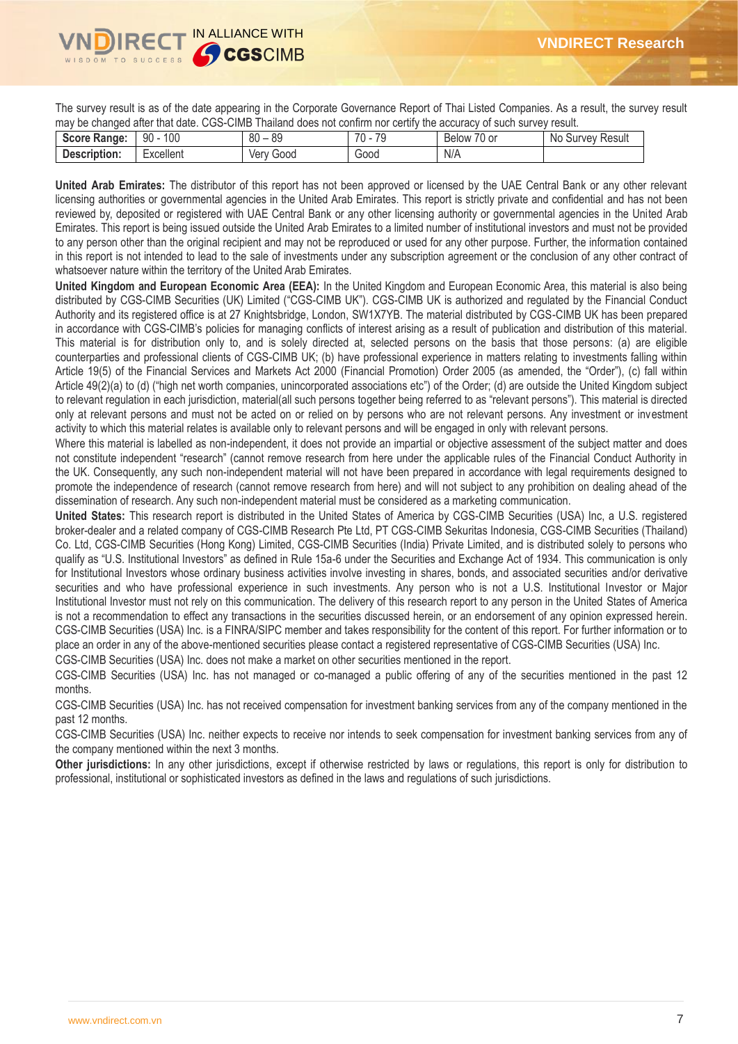The survey result is as of the date appearing in the Corporate Governance Report of Thai Listed Companies. As a result, the survey result may be changed after that date. CGS-CIMB Thailand does not confirm nor certify the accuracy of such survey result.

| **Score Range:** | 90 - 100 | 80 – 89 | 70 - 79 | Below 70 or | No Survey Result |
|---|---|---|---|---|---|
| **Description:** | Excellent | Very Good | Good | N/A | |

**United Arab Emirates:** The distributor of this report has not been approved or licensed by the UAE Central Bank or any other relevant licensing authorities or governmental agencies in the United Arab Emirates. This report is strictly private and confidential and has not been reviewed by, deposited or registered with UAE Central Bank or any other licensing authority or governmental agencies in the United Arab Emirates. This report is being issued outside the United Arab Emirates to a limited number of institutional investors and must not be provided to any person other than the original recipient and may not be reproduced or used for any other purpose. Further, the information contained in this report is not intended to lead to the sale of investments under any subscription agreement or the conclusion of any other contract of whatsoever nature within the territory of the United Arab Emirates.

**United Kingdom and European Economic Area (EEA):** In the United Kingdom and European Economic Area, this material is also being distributed by CGS-CIMB Securities (UK) Limited ("CGS-CIMB UK"). CGS-CIMB UK is authorized and regulated by the Financial Conduct Authority and its registered office is at 27 Knightsbridge, London, SW1X7YB. The material distributed by CGS-CIMB UK has been prepared in accordance with CGS-CIMB's policies for managing conflicts of interest arising as a result of publication and distribution of this material. This material is for distribution only to, and is solely directed at, selected persons on the basis that those persons: (a) are eligible counterparties and professional clients of CGS-CIMB UK; (b) have professional experience in matters relating to investments falling within Article 19(5) of the Financial Services and Markets Act 2000 (Financial Promotion) Order 2005 (as amended, the "Order"), (c) fall within Article 49(2)(a) to (d) ("high net worth companies, unincorporated associations etc") of the Order; (d) are outside the United Kingdom subject to relevant regulation in each jurisdiction, material(all such persons together being referred to as "relevant persons"). This material is directed only at relevant persons and must not be acted on or relied on by persons who are not relevant persons. Any investment or investment activity to which this material relates is available only to relevant persons and will be engaged in only with relevant persons.

Where this material is labelled as non-independent, it does not provide an impartial or objective assessment of the subject matter and does not constitute independent "research" (cannot remove research from here under the applicable rules of the Financial Conduct Authority in the UK. Consequently, any such non-independent material will not have been prepared in accordance with legal requirements designed to promote the independence of research (cannot remove research from here) and will not subject to any prohibition on dealing ahead of the dissemination of research. Any such non-independent material must be considered as a marketing communication.

**United States:** This research report is distributed in the United States of America by CGS-CIMB Securities (USA) Inc, a U.S. registered broker-dealer and a related company of CGS-CIMB Research Pte Ltd, PT CGS-CIMB Sekuritas Indonesia, CGS-CIMB Securities (Thailand) Co. Ltd, CGS-CIMB Securities (Hong Kong) Limited, CGS-CIMB Securities (India) Private Limited, and is distributed solely to persons who qualify as "U.S. Institutional Investors" as defined in Rule 15a-6 under the Securities and Exchange Act of 1934. This communication is only for Institutional Investors whose ordinary business activities involve investing in shares, bonds, and associated securities and/or derivative securities and who have professional experience in such investments. Any person who is not a U.S. Institutional Investor or Major Institutional Investor must not rely on this communication. The delivery of this research report to any person in the United States of America is not a recommendation to effect any transactions in the securities discussed herein, or an endorsement of any opinion expressed herein. CGS-CIMB Securities (USA) Inc. is a FINRA/SIPC member and takes responsibility for the content of this report. For further information or to place an order in any of the above-mentioned securities please contact a registered representative of CGS-CIMB Securities (USA) Inc.

CGS-CIMB Securities (USA) Inc. does not make a market on other securities mentioned in the report.

CGS-CIMB Securities (USA) Inc. has not managed or co-managed a public offering of any of the securities mentioned in the past 12 months.

CGS-CIMB Securities (USA) Inc. has not received compensation for investment banking services from any of the company mentioned in the past 12 months.

CGS-CIMB Securities (USA) Inc. neither expects to receive nor intends to seek compensation for investment banking services from any of the company mentioned within the next 3 months.

**Other jurisdictions:** In any other jurisdictions, except if otherwise restricted by laws or regulations, this report is only for distribution to professional, institutional or sophisticated investors as defined in the laws and regulations of such jurisdictions.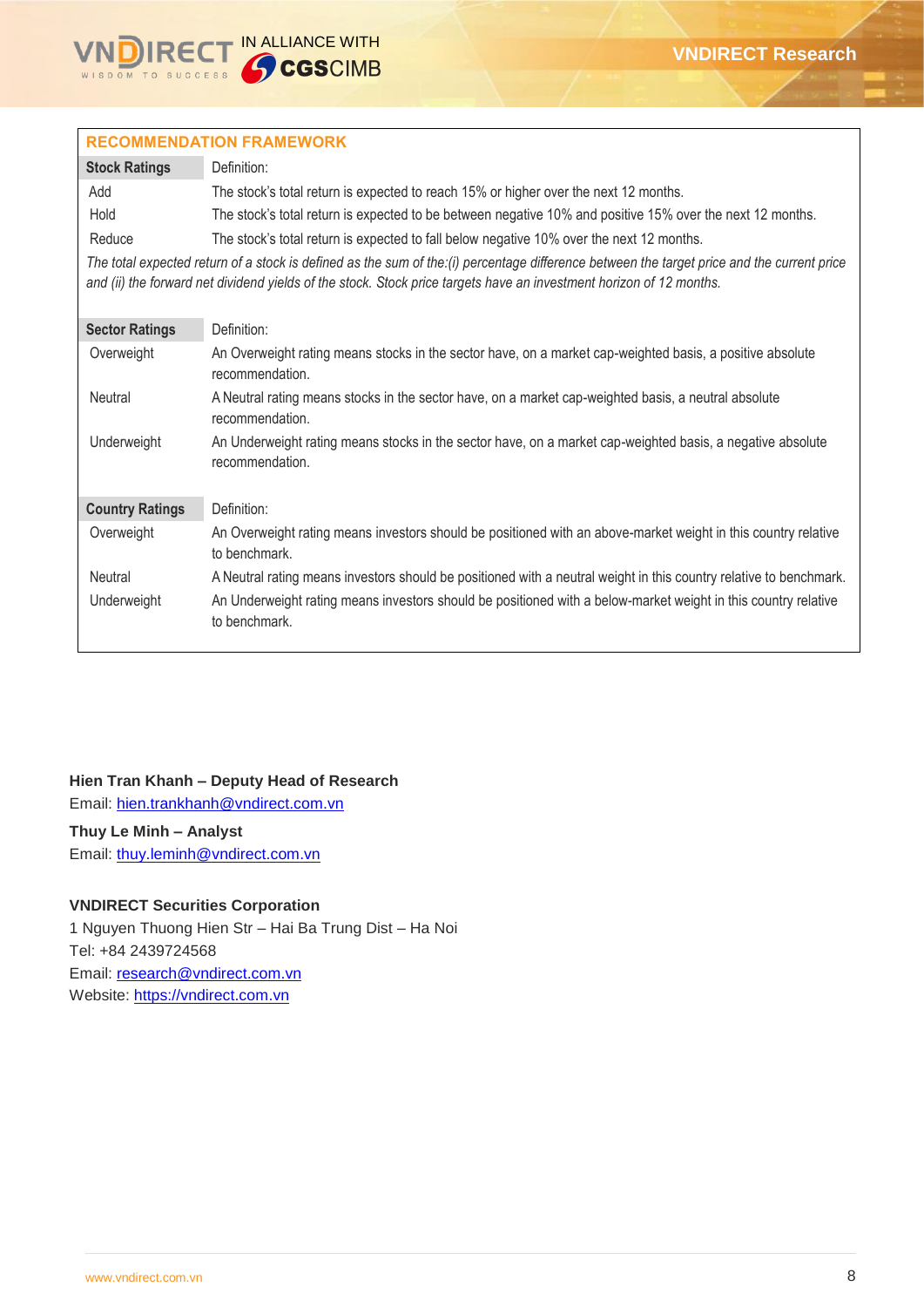## RECOMMENDATION FRAMEWORK

| **Stock Ratings** | Definition: |
|---|---|
| Add | The stock's total return is expected to reach 15% or higher over the next 12 months. |
| Hold | The stock's total return is expected to be between negative 10% and positive 15% over the next 12 months. |
| Reduce | The stock's total return is expected to fall below negative 10% over the next 12 months. |

*The total expected return of a stock is defined as the sum of the:(i) percentage difference between the target price and the current price and (ii) the forward net dividend yields of the stock. Stock price targets have an investment horizon of 12 months.*

| **Sector Ratings** | Definition: |
|---|---|
| Overweight | An Overweight rating means stocks in the sector have, on a market cap-weighted basis, a positive absolute recommendation. |
| Neutral | A Neutral rating means stocks in the sector have, on a market cap-weighted basis, a neutral absolute recommendation. |
| Underweight | An Underweight rating means stocks in the sector have, on a market cap-weighted basis, a negative absolute recommendation. |

| **Country Ratings** | Definition: |
|---|---|
| Overweight | An Overweight rating means investors should be positioned with an above-market weight in this country relative to benchmark. |
| Neutral | A Neutral rating means investors should be positioned with a neutral weight in this country relative to benchmark. |
| Underweight | An Underweight rating means investors should be positioned with a below-market weight in this country relative to benchmark. |

**Hien Tran Khanh – Deputy Head of Research**
Email: hien.trankhanh@vndirect.com.vn

**Thuy Le Minh – Analyst**
Email: thuy.leminh@vndirect.com.vn

**VNDIRECT Securities Corporation**
1 Nguyen Thuong Hien Str – Hai Ba Trung Dist – Ha Noi
Tel: +84 2439724568
Email: research@vndirect.com.vn
Website: https://vndirect.com.vn